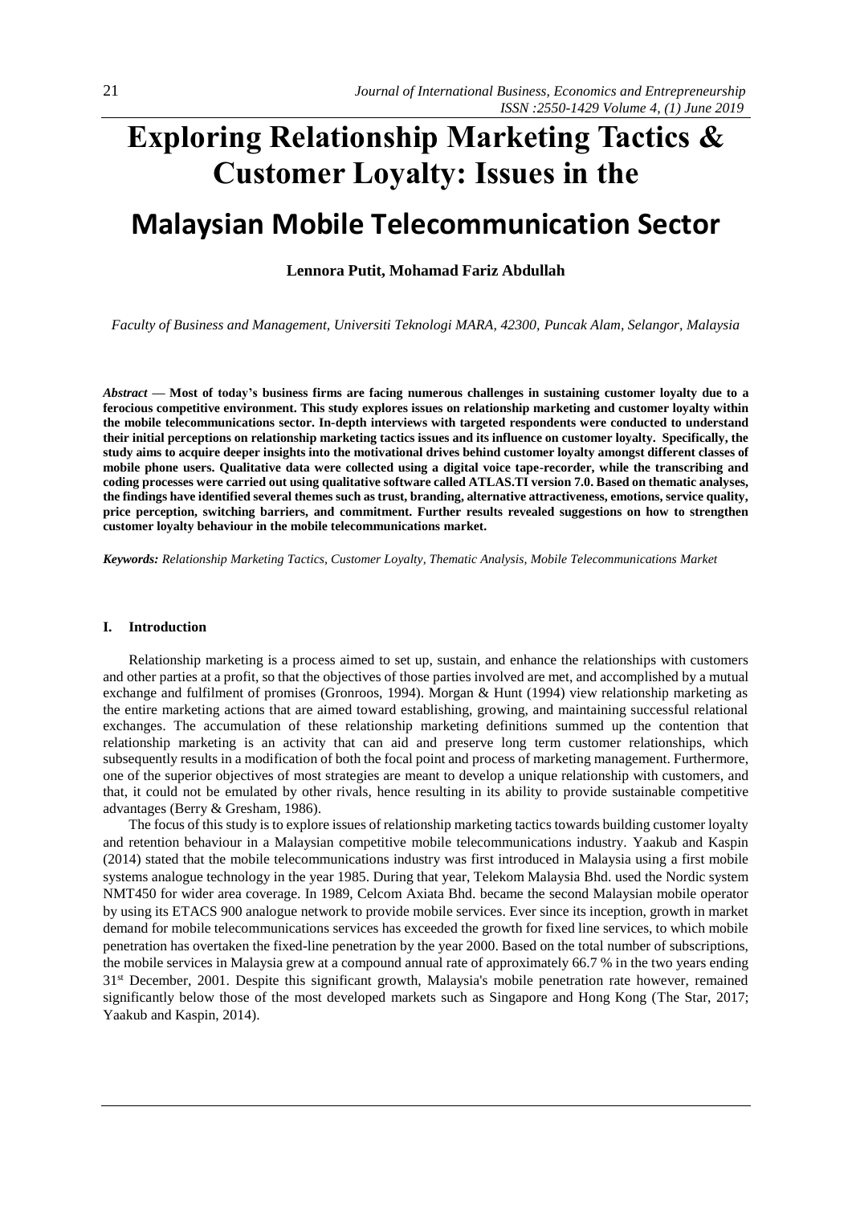# Exploring Relationship Marketing Tactics & Customer Loyalty: Issues in the Malaysian Mobile Telecommunication Sector

**Lennora Putit, Mohamad Fariz Abdullah**

*Faculty of Business and Management, Universiti Teknologi MARA, 42300, Puncak Alam, Selangor, Malaysia*

***Abstract*** **— Most of today's business firms are facing numerous challenges in sustaining customer loyalty due to a ferocious competitive environment. This study explores issues on relationship marketing and customer loyalty within the mobile telecommunications sector. In-depth interviews with targeted respondents were conducted to understand their initial perceptions on relationship marketing tactics issues and its influence on customer loyalty. Specifically, the study aims to acquire deeper insights into the motivational drives behind customer loyalty amongst different classes of mobile phone users. Qualitative data were collected using a digital voice tape-recorder, while the transcribing and coding processes were carried out using qualitative software called ATLAS.TI version 7.0. Based on thematic analyses, the findings have identified several themes such as trust, branding, alternative attractiveness, emotions, service quality, price perception, switching barriers, and commitment. Further results revealed suggestions on how to strengthen customer loyalty behaviour in the mobile telecommunications market.**

***Keywords:*** *Relationship Marketing Tactics, Customer Loyalty, Thematic Analysis, Mobile Telecommunications Market*

## I. Introduction

Relationship marketing is a process aimed to set up, sustain, and enhance the relationships with customers and other parties at a profit, so that the objectives of those parties involved are met, and accomplished by a mutual exchange and fulfilment of promises (Gronroos, 1994). Morgan & Hunt (1994) view relationship marketing as the entire marketing actions that are aimed toward establishing, growing, and maintaining successful relational exchanges. The accumulation of these relationship marketing definitions summed up the contention that relationship marketing is an activity that can aid and preserve long term customer relationships, which subsequently results in a modification of both the focal point and process of marketing management. Furthermore, one of the superior objectives of most strategies are meant to develop a unique relationship with customers, and that, it could not be emulated by other rivals, hence resulting in its ability to provide sustainable competitive advantages (Berry & Gresham, 1986).

The focus of this study is to explore issues of relationship marketing tactics towards building customer loyalty and retention behaviour in a Malaysian competitive mobile telecommunications industry. Yaakub and Kaspin (2014) stated that the mobile telecommunications industry was first introduced in Malaysia using a first mobile systems analogue technology in the year 1985. During that year, Telekom Malaysia Bhd. used the Nordic system NMT450 for wider area coverage. In 1989, Celcom Axiata Bhd. became the second Malaysian mobile operator by using its ETACS 900 analogue network to provide mobile services. Ever since its inception, growth in market demand for mobile telecommunications services has exceeded the growth for fixed line services, to which mobile penetration has overtaken the fixed-line penetration by the year 2000. Based on the total number of subscriptions, the mobile services in Malaysia grew at a compound annual rate of approximately 66.7 % in the two years ending 31st December, 2001. Despite this significant growth, Malaysia's mobile penetration rate however, remained significantly below those of the most developed markets such as Singapore and Hong Kong (The Star, 2017; Yaakub and Kaspin, 2014).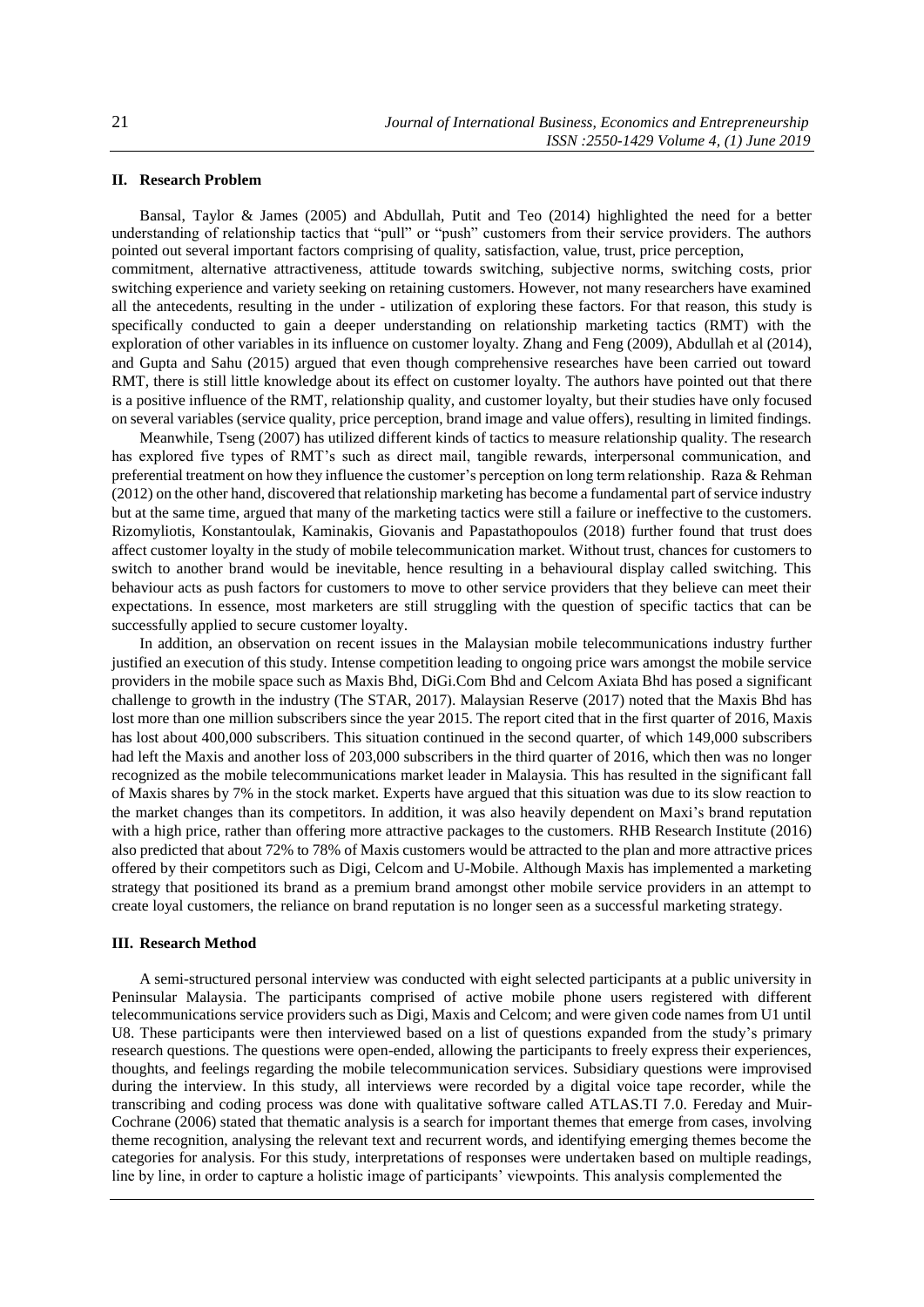## II. Research Problem

Bansal, Taylor & James (2005) and Abdullah, Putit and Teo (2014) highlighted the need for a better understanding of relationship tactics that "pull" or "push" customers from their service providers. The authors pointed out several important factors comprising of quality, satisfaction, value, trust, price perception, commitment, alternative attractiveness, attitude towards switching, subjective norms, switching costs, prior switching experience and variety seeking on retaining customers. However, not many researchers have examined all the antecedents, resulting in the under - utilization of exploring these factors. For that reason, this study is specifically conducted to gain a deeper understanding on relationship marketing tactics (RMT) with the exploration of other variables in its influence on customer loyalty. Zhang and Feng (2009), Abdullah et al (2014), and Gupta and Sahu (2015) argued that even though comprehensive researches have been carried out toward RMT, there is still little knowledge about its effect on customer loyalty. The authors have pointed out that there is a positive influence of the RMT, relationship quality, and customer loyalty, but their studies have only focused on several variables (service quality, price perception, brand image and value offers), resulting in limited findings.

Meanwhile, Tseng (2007) has utilized different kinds of tactics to measure relationship quality. The research has explored five types of RMT's such as direct mail, tangible rewards, interpersonal communication, and preferential treatment on how they influence the customer's perception on long term relationship. Raza & Rehman (2012) on the other hand, discovered that relationship marketing has become a fundamental part of service industry but at the same time, argued that many of the marketing tactics were still a failure or ineffective to the customers. Rizomyliotis, Konstantoulak, Kaminakis, Giovanis and Papastathopoulos (2018) further found that trust does affect customer loyalty in the study of mobile telecommunication market. Without trust, chances for customers to switch to another brand would be inevitable, hence resulting in a behavioural display called switching. This behaviour acts as push factors for customers to move to other service providers that they believe can meet their expectations. In essence, most marketers are still struggling with the question of specific tactics that can be successfully applied to secure customer loyalty.

In addition, an observation on recent issues in the Malaysian mobile telecommunications industry further justified an execution of this study. Intense competition leading to ongoing price wars amongst the mobile service providers in the mobile space such as Maxis Bhd, DiGi.Com Bhd and Celcom Axiata Bhd has posed a significant challenge to growth in the industry (The STAR, 2017). Malaysian Reserve (2017) noted that the Maxis Bhd has lost more than one million subscribers since the year 2015. The report cited that in the first quarter of 2016, Maxis has lost about 400,000 subscribers. This situation continued in the second quarter, of which 149,000 subscribers had left the Maxis and another loss of 203,000 subscribers in the third quarter of 2016, which then was no longer recognized as the mobile telecommunications market leader in Malaysia. This has resulted in the significant fall of Maxis shares by 7% in the stock market. Experts have argued that this situation was due to its slow reaction to the market changes than its competitors. In addition, it was also heavily dependent on Maxi's brand reputation with a high price, rather than offering more attractive packages to the customers. RHB Research Institute (2016) also predicted that about 72% to 78% of Maxis customers would be attracted to the plan and more attractive prices offered by their competitors such as Digi, Celcom and U-Mobile. Although Maxis has implemented a marketing strategy that positioned its brand as a premium brand amongst other mobile service providers in an attempt to create loyal customers, the reliance on brand reputation is no longer seen as a successful marketing strategy.

## III. Research Method

A semi-structured personal interview was conducted with eight selected participants at a public university in Peninsular Malaysia. The participants comprised of active mobile phone users registered with different telecommunications service providers such as Digi, Maxis and Celcom; and were given code names from U1 until U8. These participants were then interviewed based on a list of questions expanded from the study's primary research questions. The questions were open-ended, allowing the participants to freely express their experiences, thoughts, and feelings regarding the mobile telecommunication services. Subsidiary questions were improvised during the interview. In this study, all interviews were recorded by a digital voice tape recorder, while the transcribing and coding process was done with qualitative software called ATLAS.TI 7.0. Fereday and Muir-Cochrane (2006) stated that thematic analysis is a search for important themes that emerge from cases, involving theme recognition, analysing the relevant text and recurrent words, and identifying emerging themes become the categories for analysis. For this study, interpretations of responses were undertaken based on multiple readings, line by line, in order to capture a holistic image of participants' viewpoints. This analysis complemented the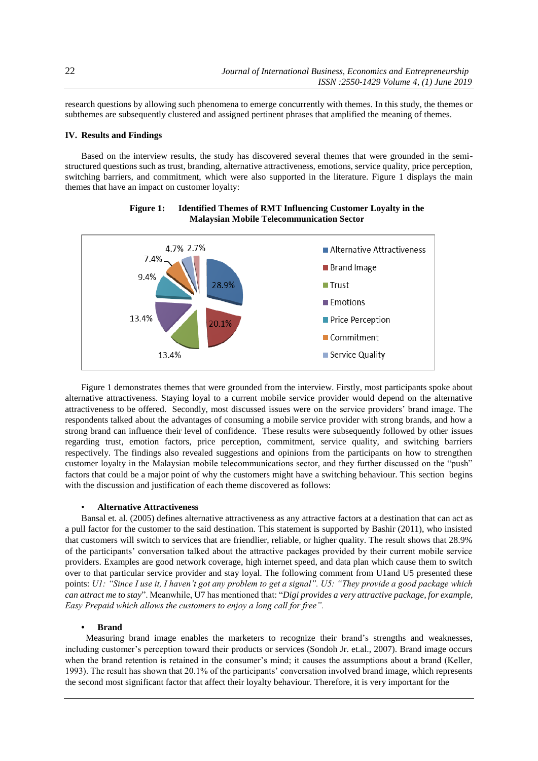research questions by allowing such phenomena to emerge concurrently with themes. In this study, the themes or subthemes are subsequently clustered and assigned pertinent phrases that amplified the meaning of themes.

## IV. Results and Findings

Based on the interview results, the study has discovered several themes that were grounded in the semi-structured questions such as trust, branding, alternative attractiveness, emotions, service quality, price perception, switching barriers, and commitment, which were also supported in the literature. Figure 1 displays the main themes that have an impact on customer loyalty:

**Figure 1: Identified Themes of RMT Influencing Customer Loyalty in the Malaysian Mobile Telecommunication Sector**

| Theme | Percentage |
|---|---|
| Alternative Attractiveness | 28.9% |
| Brand Image | 20.1% |
| Trust | 13.4% |
| Emotions | 13.4% |
| Price Perception | 9.4% |
| Commitment | 7.4% |
| Service Quality | 4.7% |
| (unlabeled) | 2.7% |

Figure 1 demonstrates themes that were grounded from the interview. Firstly, most participants spoke about alternative attractiveness. Staying loyal to a current mobile service provider would depend on the alternative attractiveness to be offered. Secondly, most discussed issues were on the service providers' brand image. The respondents talked about the advantages of consuming a mobile service provider with strong brands, and how a strong brand can influence their level of confidence. These results were subsequently followed by other issues regarding trust, emotion factors, price perception, commitment, service quality, and switching barriers respectively. The findings also revealed suggestions and opinions from the participants on how to strengthen customer loyalty in the Malaysian mobile telecommunications sector, and they further discussed on the "push" factors that could be a major point of why the customers might have a switching behaviour. This section begins with the discussion and justification of each theme discovered as follows:

- **Alternative Attractiveness**

Bansal et. al. (2005) defines alternative attractiveness as any attractive factors at a destination that can act as a pull factor for the customer to the said destination. This statement is supported by Bashir (2011), who insisted that customers will switch to services that are friendlier, reliable, or higher quality. The result shows that 28.9% of the participants' conversation talked about the attractive packages provided by their current mobile service providers. Examples are good network coverage, high internet speed, and data plan which cause them to switch over to that particular service provider and stay loyal. The following comment from U1and U5 presented these points: *U1: "Since I use it, I haven't got any problem to get a signal". U5: "They provide a good package which can attract me to stay*". Meanwhile, U7 has mentioned that: "*Digi provides a very attractive package, for example, Easy Prepaid which allows the customers to enjoy a long call for free".*

- **Brand**

Measuring brand image enables the marketers to recognize their brand's strengths and weaknesses, including customer's perception toward their products or services (Sondoh Jr. et.al., 2007). Brand image occurs when the brand retention is retained in the consumer's mind; it causes the assumptions about a brand (Keller, 1993). The result has shown that 20.1% of the participants' conversation involved brand image, which represents the second most significant factor that affect their loyalty behaviour. Therefore, it is very important for the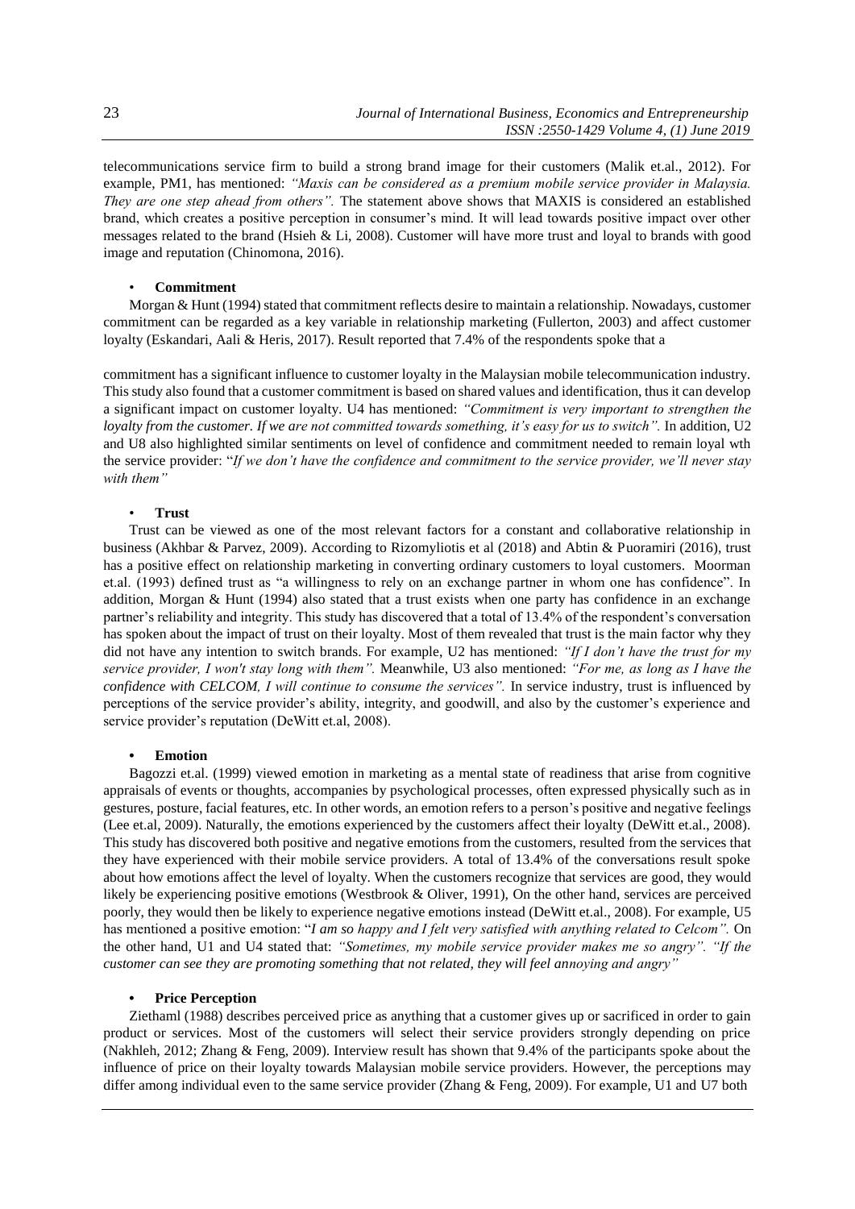telecommunications service firm to build a strong brand image for their customers (Malik et.al., 2012). For example, PM1, has mentioned: *"Maxis can be considered as a premium mobile service provider in Malaysia. They are one step ahead from others".* The statement above shows that MAXIS is considered an established brand, which creates a positive perception in consumer's mind. It will lead towards positive impact over other messages related to the brand (Hsieh & Li, 2008). Customer will have more trust and loyal to brands with good image and reputation (Chinomona, 2016).

- **Commitment**

Morgan & Hunt (1994) stated that commitment reflects desire to maintain a relationship. Nowadays, customer commitment can be regarded as a key variable in relationship marketing (Fullerton, 2003) and affect customer loyalty (Eskandari, Aali & Heris, 2017). Result reported that 7.4% of the respondents spoke that a commitment has a significant influence to customer loyalty in the Malaysian mobile telecommunication industry. This study also found that a customer commitment is based on shared values and identification, thus it can develop a significant impact on customer loyalty. U4 has mentioned: *"Commitment is very important to strengthen the loyalty from the customer. If we are not committed towards something, it's easy for us to switch".* In addition, U2 and U8 also highlighted similar sentiments on level of confidence and commitment needed to remain loyal wth the service provider: "*If we don't have the confidence and commitment to the service provider, we'll never stay with them"*

- **Trust**

Trust can be viewed as one of the most relevant factors for a constant and collaborative relationship in business (Akhbar & Parvez, 2009). According to Rizomyliotis et al (2018) and Abtin & Puoramiri (2016), trust has a positive effect on relationship marketing in converting ordinary customers to loyal customers. Moorman et.al. (1993) defined trust as "a willingness to rely on an exchange partner in whom one has confidence". In addition, Morgan & Hunt (1994) also stated that a trust exists when one party has confidence in an exchange partner's reliability and integrity. This study has discovered that a total of 13.4% of the respondent's conversation has spoken about the impact of trust on their loyalty. Most of them revealed that trust is the main factor why they did not have any intention to switch brands. For example, U2 has mentioned: *"If I don't have the trust for my service provider, I won't stay long with them".* Meanwhile, U3 also mentioned: *"For me, as long as I have the confidence with CELCOM, I will continue to consume the services".* In service industry, trust is influenced by perceptions of the service provider's ability, integrity, and goodwill, and also by the customer's experience and service provider's reputation (DeWitt et.al, 2008).

- **Emotion**

Bagozzi et.al. (1999) viewed emotion in marketing as a mental state of readiness that arise from cognitive appraisals of events or thoughts, accompanies by psychological processes, often expressed physically such as in gestures, posture, facial features, etc. In other words, an emotion refers to a person's positive and negative feelings (Lee et.al, 2009). Naturally, the emotions experienced by the customers affect their loyalty (DeWitt et.al., 2008). This study has discovered both positive and negative emotions from the customers, resulted from the services that they have experienced with their mobile service providers. A total of 13.4% of the conversations result spoke about how emotions affect the level of loyalty. When the customers recognize that services are good, they would likely be experiencing positive emotions (Westbrook & Oliver, 1991), On the other hand, services are perceived poorly, they would then be likely to experience negative emotions instead (DeWitt et.al., 2008). For example, U5 has mentioned a positive emotion: "*I am so happy and I felt very satisfied with anything related to Celcom".* On the other hand, U1 and U4 stated that: *"Sometimes, my mobile service provider makes me so angry". "If the customer can see they are promoting something that not related, they will feel annoying and angry"*

- **Price Perception**

Ziethaml (1988) describes perceived price as anything that a customer gives up or sacrificed in order to gain product or services. Most of the customers will select their service providers strongly depending on price (Nakhleh, 2012; Zhang & Feng, 2009). Interview result has shown that 9.4% of the participants spoke about the influence of price on their loyalty towards Malaysian mobile service providers. However, the perceptions may differ among individual even to the same service provider (Zhang & Feng, 2009). For example, U1 and U7 both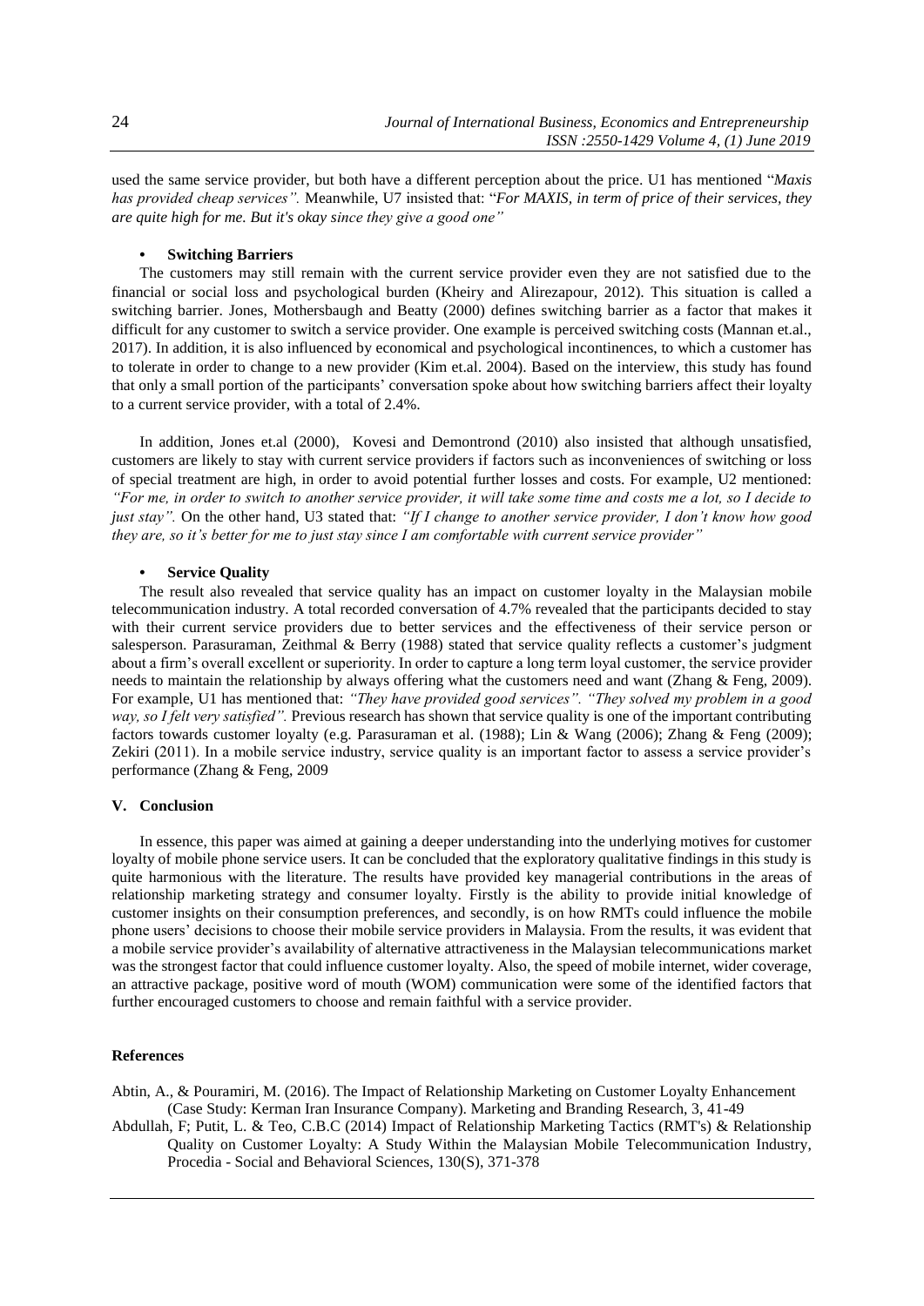used the same service provider, but both have a different perception about the price. U1 has mentioned "*Maxis has provided cheap services".* Meanwhile, U7 insisted that: "*For MAXIS, in term of price of their services, they are quite high for me. But it's okay since they give a good one"*

- **Switching Barriers**

The customers may still remain with the current service provider even they are not satisfied due to the financial or social loss and psychological burden (Kheiry and Alirezapour, 2012). This situation is called a switching barrier. Jones, Mothersbaugh and Beatty (2000) defines switching barrier as a factor that makes it difficult for any customer to switch a service provider. One example is perceived switching costs (Mannan et.al., 2017). In addition, it is also influenced by economical and psychological incontinences, to which a customer has to tolerate in order to change to a new provider (Kim et.al. 2004). Based on the interview, this study has found that only a small portion of the participants' conversation spoke about how switching barriers affect their loyalty to a current service provider, with a total of 2.4%.

In addition, Jones et.al (2000), Kovesi and Demontrond (2010) also insisted that although unsatisfied, customers are likely to stay with current service providers if factors such as inconveniences of switching or loss of special treatment are high, in order to avoid potential further losses and costs. For example, U2 mentioned: *"For me, in order to switch to another service provider, it will take some time and costs me a lot, so I decide to just stay".* On the other hand, U3 stated that: *"If I change to another service provider, I don't know how good they are, so it's better for me to just stay since I am comfortable with current service provider"*

- **Service Quality**

The result also revealed that service quality has an impact on customer loyalty in the Malaysian mobile telecommunication industry. A total recorded conversation of 4.7% revealed that the participants decided to stay with their current service providers due to better services and the effectiveness of their service person or salesperson. Parasuraman, Zeithmal & Berry (1988) stated that service quality reflects a customer's judgment about a firm's overall excellent or superiority. In order to capture a long term loyal customer, the service provider needs to maintain the relationship by always offering what the customers need and want (Zhang & Feng, 2009). For example, U1 has mentioned that: *"They have provided good services". "They solved my problem in a good way, so I felt very satisfied".* Previous research has shown that service quality is one of the important contributing factors towards customer loyalty (e.g. Parasuraman et al. (1988); Lin & Wang (2006); Zhang & Feng (2009); Zekiri (2011). In a mobile service industry, service quality is an important factor to assess a service provider's performance (Zhang & Feng, 2009

## V. Conclusion

In essence, this paper was aimed at gaining a deeper understanding into the underlying motives for customer loyalty of mobile phone service users. It can be concluded that the exploratory qualitative findings in this study is quite harmonious with the literature. The results have provided key managerial contributions in the areas of relationship marketing strategy and consumer loyalty. Firstly is the ability to provide initial knowledge of customer insights on their consumption preferences, and secondly, is on how RMTs could influence the mobile phone users' decisions to choose their mobile service providers in Malaysia. From the results, it was evident that a mobile service provider's availability of alternative attractiveness in the Malaysian telecommunications market was the strongest factor that could influence customer loyalty. Also, the speed of mobile internet, wider coverage, an attractive package, positive word of mouth (WOM) communication were some of the identified factors that further encouraged customers to choose and remain faithful with a service provider.

## References

Abtin, A., & Pouramiri, M. (2016). The Impact of Relationship Marketing on Customer Loyalty Enhancement (Case Study: Kerman Iran Insurance Company). Marketing and Branding Research, 3, 41-49

Abdullah, F; Putit, L. & Teo, C.B.C (2014) Impact of Relationship Marketing Tactics (RMT's) & Relationship Quality on Customer Loyalty: A Study Within the Malaysian Mobile Telecommunication Industry, Procedia - Social and Behavioral Sciences, 130(S), 371-378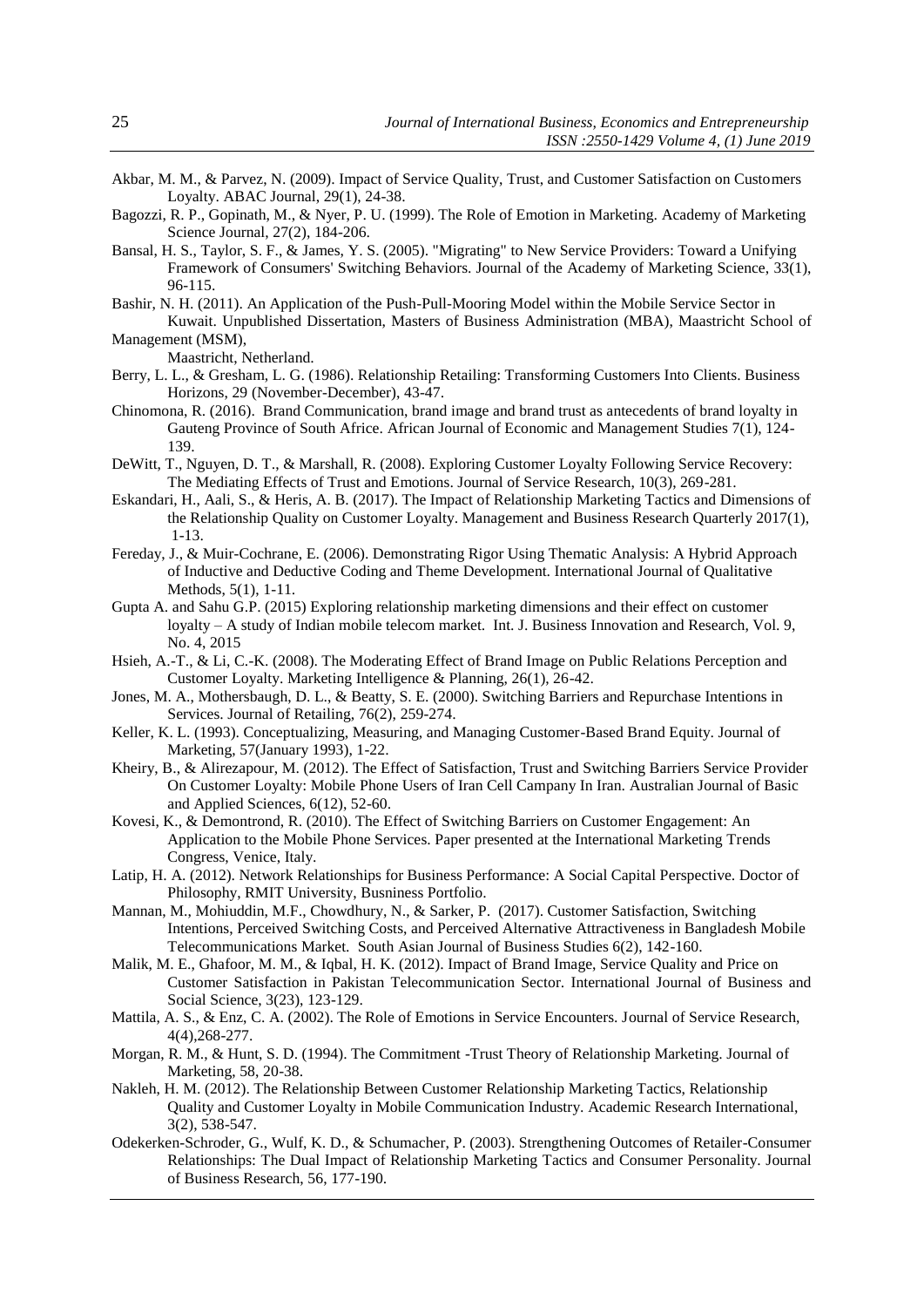Akbar, M. M., & Parvez, N. (2009). Impact of Service Quality, Trust, and Customer Satisfaction on Customers Loyalty. ABAC Journal, 29(1), 24-38.

Bagozzi, R. P., Gopinath, M., & Nyer, P. U. (1999). The Role of Emotion in Marketing. Academy of Marketing Science Journal, 27(2), 184-206.

Bansal, H. S., Taylor, S. F., & James, Y. S. (2005). "Migrating" to New Service Providers: Toward a Unifying Framework of Consumers' Switching Behaviors. Journal of the Academy of Marketing Science, 33(1), 96-115.

Bashir, N. H. (2011). An Application of the Push-Pull-Mooring Model within the Mobile Service Sector in Kuwait. Unpublished Dissertation, Masters of Business Administration (MBA), Maastricht School of Management (MSM), Maastricht, Netherland.

Berry, L. L., & Gresham, L. G. (1986). Relationship Retailing: Transforming Customers Into Clients. Business Horizons, 29 (November-December), 43-47.

Chinomona, R. (2016). Brand Communication, brand image and brand trust as antecedents of brand loyalty in Gauteng Province of South Africe. African Journal of Economic and Management Studies 7(1), 124-139.

DeWitt, T., Nguyen, D. T., & Marshall, R. (2008). Exploring Customer Loyalty Following Service Recovery: The Mediating Effects of Trust and Emotions. Journal of Service Research, 10(3), 269-281.

Eskandari, H., Aali, S., & Heris, A. B. (2017). The Impact of Relationship Marketing Tactics and Dimensions of the Relationship Quality on Customer Loyalty. Management and Business Research Quarterly 2017(1), 1-13.

Fereday, J., & Muir-Cochrane, E. (2006). Demonstrating Rigor Using Thematic Analysis: A Hybrid Approach of Inductive and Deductive Coding and Theme Development. International Journal of Qualitative Methods, 5(1), 1-11.

Gupta A. and Sahu G.P. (2015) Exploring relationship marketing dimensions and their effect on customer loyalty – A study of Indian mobile telecom market. Int. J. Business Innovation and Research, Vol. 9, No. 4, 2015

Hsieh, A.-T., & Li, C.-K. (2008). The Moderating Effect of Brand Image on Public Relations Perception and Customer Loyalty. Marketing Intelligence & Planning, 26(1), 26-42.

Jones, M. A., Mothersbaugh, D. L., & Beatty, S. E. (2000). Switching Barriers and Repurchase Intentions in Services. Journal of Retailing, 76(2), 259-274.

Keller, K. L. (1993). Conceptualizing, Measuring, and Managing Customer-Based Brand Equity. Journal of Marketing, 57(January 1993), 1-22.

Kheiry, B., & Alirezapour, M. (2012). The Effect of Satisfaction, Trust and Switching Barriers Service Provider On Customer Loyalty: Mobile Phone Users of Iran Cell Campany In Iran. Australian Journal of Basic and Applied Sciences, 6(12), 52-60.

Kovesi, K., & Demontrond, R. (2010). The Effect of Switching Barriers on Customer Engagement: An Application to the Mobile Phone Services. Paper presented at the International Marketing Trends Congress, Venice, Italy.

Latip, H. A. (2012). Network Relationships for Business Performance: A Social Capital Perspective. Doctor of Philosophy, RMIT University, Busniness Portfolio.

Mannan, M., Mohiuddin, M.F., Chowdhury, N., & Sarker, P. (2017). Customer Satisfaction, Switching Intentions, Perceived Switching Costs, and Perceived Alternative Attractiveness in Bangladesh Mobile Telecommunications Market. South Asian Journal of Business Studies 6(2), 142-160.

Malik, M. E., Ghafoor, M. M., & Iqbal, H. K. (2012). Impact of Brand Image, Service Quality and Price on Customer Satisfaction in Pakistan Telecommunication Sector. International Journal of Business and Social Science, 3(23), 123-129.

Mattila, A. S., & Enz, C. A. (2002). The Role of Emotions in Service Encounters. Journal of Service Research, 4(4),268-277.

Morgan, R. M., & Hunt, S. D. (1994). The Commitment -Trust Theory of Relationship Marketing. Journal of Marketing, 58, 20-38.

Nakleh, H. M. (2012). The Relationship Between Customer Relationship Marketing Tactics, Relationship Quality and Customer Loyalty in Mobile Communication Industry. Academic Research International, 3(2), 538-547.

Odekerken-Schroder, G., Wulf, K. D., & Schumacher, P. (2003). Strengthening Outcomes of Retailer-Consumer Relationships: The Dual Impact of Relationship Marketing Tactics and Consumer Personality. Journal of Business Research, 56, 177-190.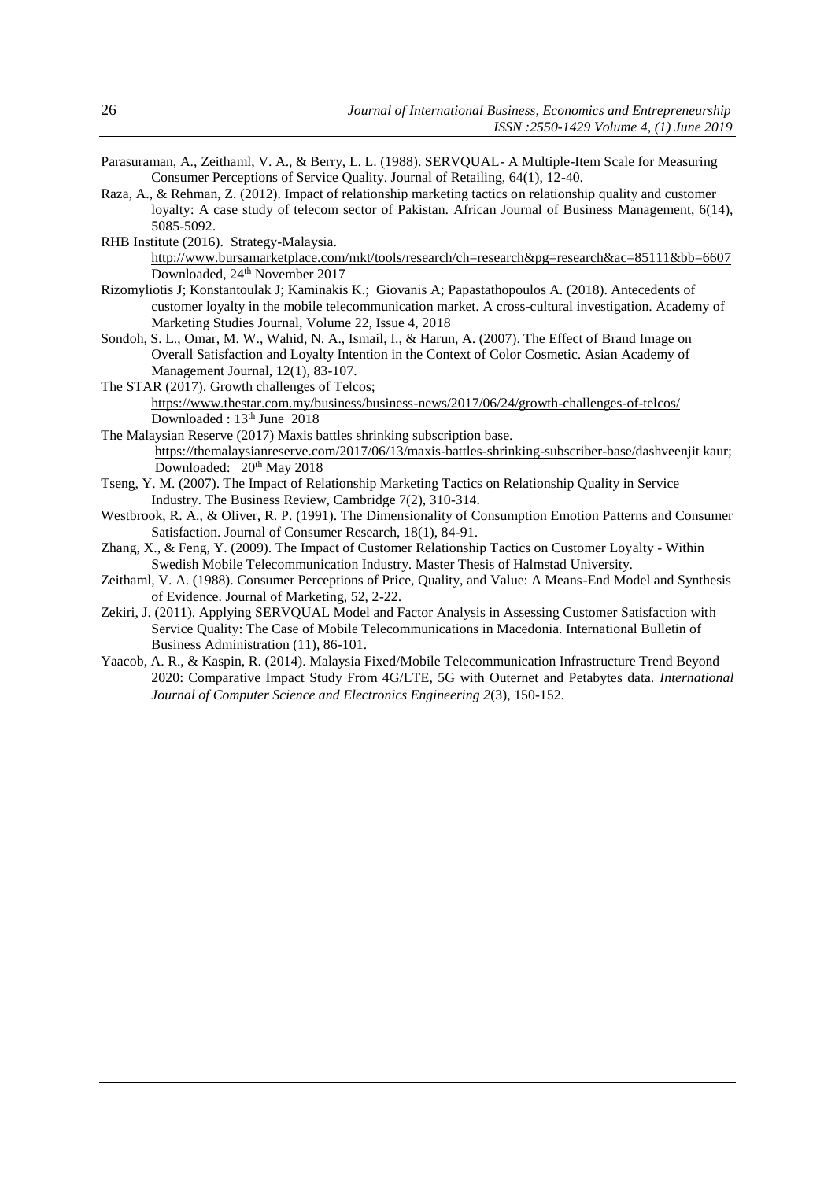Parasuraman, A., Zeithaml, V. A., & Berry, L. L. (1988). SERVQUAL- A Multiple-Item Scale for Measuring Consumer Perceptions of Service Quality. Journal of Retailing, 64(1), 12-40.

Raza, A., & Rehman, Z. (2012). Impact of relationship marketing tactics on relationship quality and customer loyalty: A case study of telecom sector of Pakistan. African Journal of Business Management, 6(14), 5085-5092.

RHB Institute (2016). Strategy-Malaysia. http://www.bursamarketplace.com/mkt/tools/research/ch=research&pg=research&ac=85111&bb=6607 Downloaded, 24th November 2017

Rizomyliotis J; Konstantoulak J; Kaminakis K.; Giovanis A; Papastathopoulos A. (2018). Antecedents of customer loyalty in the mobile telecommunication market. A cross-cultural investigation. Academy of Marketing Studies Journal, Volume 22, Issue 4, 2018

Sondoh, S. L., Omar, M. W., Wahid, N. A., Ismail, I., & Harun, A. (2007). The Effect of Brand Image on Overall Satisfaction and Loyalty Intention in the Context of Color Cosmetic. Asian Academy of Management Journal, 12(1), 83-107.

The STAR (2017). Growth challenges of Telcos; https://www.thestar.com.my/business/business-news/2017/06/24/growth-challenges-of-telcos/ Downloaded : 13th June 2018

The Malaysian Reserve (2017) Maxis battles shrinking subscription base. https://themalaysianreserve.com/2017/06/13/maxis-battles-shrinking-subscriber-base/dashveenjit kaur; Downloaded: 20th May 2018

Tseng, Y. M. (2007). The Impact of Relationship Marketing Tactics on Relationship Quality in Service Industry. The Business Review, Cambridge 7(2), 310-314.

Westbrook, R. A., & Oliver, R. P. (1991). The Dimensionality of Consumption Emotion Patterns and Consumer Satisfaction. Journal of Consumer Research, 18(1), 84-91.

Zhang, X., & Feng, Y. (2009). The Impact of Customer Relationship Tactics on Customer Loyalty - Within Swedish Mobile Telecommunication Industry. Master Thesis of Halmstad University.

Zeithaml, V. A. (1988). Consumer Perceptions of Price, Quality, and Value: A Means-End Model and Synthesis of Evidence. Journal of Marketing, 52, 2-22.

Zekiri, J. (2011). Applying SERVQUAL Model and Factor Analysis in Assessing Customer Satisfaction with Service Quality: The Case of Mobile Telecommunications in Macedonia. International Bulletin of Business Administration (11), 86-101.

Yaacob, A. R., & Kaspin, R. (2014). Malaysia Fixed/Mobile Telecommunication Infrastructure Trend Beyond 2020: Comparative Impact Study From 4G/LTE, 5G with Outernet and Petabytes data. *International Journal of Computer Science and Electronics Engineering 2*(3), 150-152.